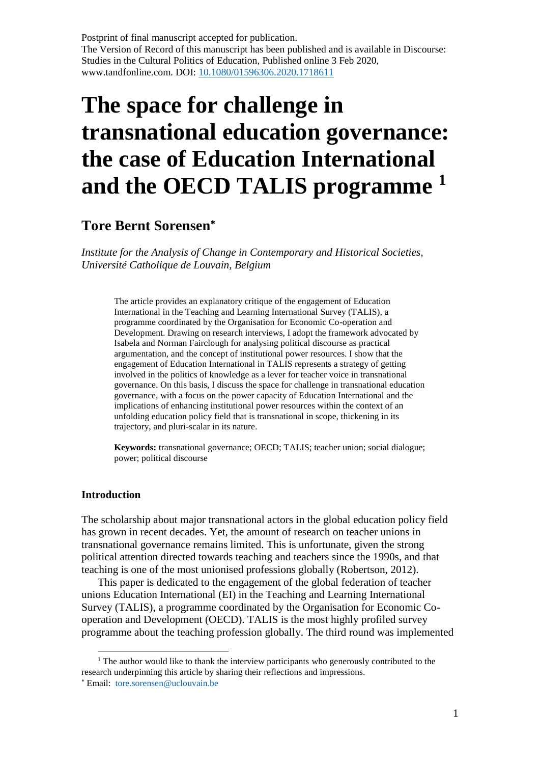Postprint of final manuscript accepted for publication.
The Version of Record of this manuscript has been published and is available in Discourse: Studies in the Cultural Politics of Education, Published online 3 Feb 2020, www.tandfonline.com. DOI: [10.1080/01596306.2020.1718611](https://doi.org/10.1080/01596306.2020.1718611)

# The space for challenge in transnational education governance: the case of Education International and the OECD TALIS programme [1]

## Tore Bernt Sorensen*

*Institute for the Analysis of Change in Contemporary and Historical Societies, Université Catholique de Louvain, Belgium*

> The article provides an explanatory critique of the engagement of Education International in the Teaching and Learning International Survey (TALIS), a programme coordinated by the Organisation for Economic Co-operation and Development. Drawing on research interviews, I adopt the framework advocated by Isabela and Norman Fairclough for analysing political discourse as practical argumentation, and the concept of institutional power resources. I show that the engagement of Education International in TALIS represents a strategy of getting involved in the politics of knowledge as a lever for teacher voice in transnational governance. On this basis, I discuss the space for challenge in transnational education governance, with a focus on the power capacity of Education International and the implications of enhancing institutional power resources within the context of an unfolding education policy field that is transnational in scope, thickening in its trajectory, and pluri-scalar in its nature.
>
> **Keywords:** transnational governance; OECD; TALIS; teacher union; social dialogue; power; political discourse

### Introduction

The scholarship about major transnational actors in the global education policy field has grown in recent decades. Yet, the amount of research on teacher unions in transnational governance remains limited. This is unfortunate, given the strong political attention directed towards teaching and teachers since the 1990s, and that teaching is one of the most unionised professions globally (Robertson, 2012).

This paper is dedicated to the engagement of the global federation of teacher unions Education International (EI) in the Teaching and Learning International Survey (TALIS), a programme coordinated by the Organisation for Economic Co-operation and Development (OECD). TALIS is the most highly profiled survey programme about the teaching profession globally. The third round was implemented

---

[1] The author would like to thank the interview participants who generously contributed to the research underpinning this article by sharing their reflections and impressions.

* Email: tore.sorensen@uclouvain.be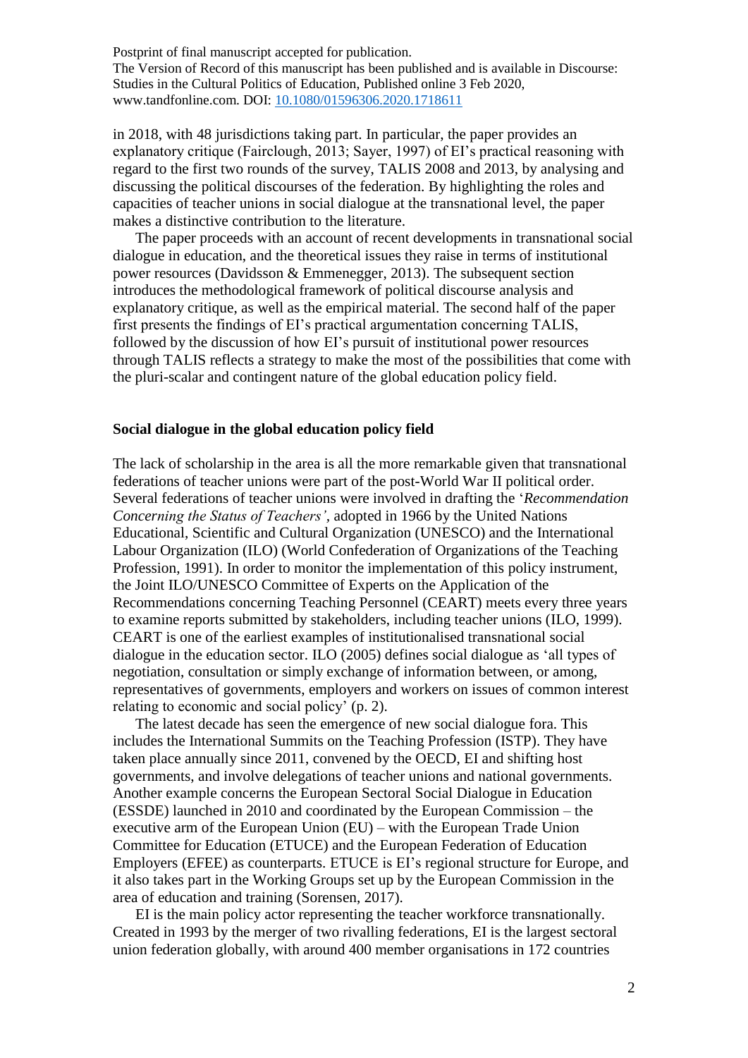in 2018, with 48 jurisdictions taking part. In particular, the paper provides an explanatory critique (Fairclough, 2013; Sayer, 1997) of EI's practical reasoning with regard to the first two rounds of the survey, TALIS 2008 and 2013, by analysing and discussing the political discourses of the federation. By highlighting the roles and capacities of teacher unions in social dialogue at the transnational level, the paper makes a distinctive contribution to the literature.

The paper proceeds with an account of recent developments in transnational social dialogue in education, and the theoretical issues they raise in terms of institutional power resources (Davidsson & Emmenegger, 2013). The subsequent section introduces the methodological framework of political discourse analysis and explanatory critique, as well as the empirical material. The second half of the paper first presents the findings of EI's practical argumentation concerning TALIS, followed by the discussion of how EI's pursuit of institutional power resources through TALIS reflects a strategy to make the most of the possibilities that come with the pluri-scalar and contingent nature of the global education policy field.

## Social dialogue in the global education policy field

The lack of scholarship in the area is all the more remarkable given that transnational federations of teacher unions were part of the post-World War II political order. Several federations of teacher unions were involved in drafting the '*Recommendation Concerning the Status of Teachers'*, adopted in 1966 by the United Nations Educational, Scientific and Cultural Organization (UNESCO) and the International Labour Organization (ILO) (World Confederation of Organizations of the Teaching Profession, 1991). In order to monitor the implementation of this policy instrument, the Joint ILO/UNESCO Committee of Experts on the Application of the Recommendations concerning Teaching Personnel (CEART) meets every three years to examine reports submitted by stakeholders, including teacher unions (ILO, 1999). CEART is one of the earliest examples of institutionalised transnational social dialogue in the education sector. ILO (2005) defines social dialogue as 'all types of negotiation, consultation or simply exchange of information between, or among, representatives of governments, employers and workers on issues of common interest relating to economic and social policy' (p. 2).

The latest decade has seen the emergence of new social dialogue fora. This includes the International Summits on the Teaching Profession (ISTP). They have taken place annually since 2011, convened by the OECD, EI and shifting host governments, and involve delegations of teacher unions and national governments. Another example concerns the European Sectoral Social Dialogue in Education (ESSDE) launched in 2010 and coordinated by the European Commission – the executive arm of the European Union (EU) – with the European Trade Union Committee for Education (ETUCE) and the European Federation of Education Employers (EFEE) as counterparts. ETUCE is EI's regional structure for Europe, and it also takes part in the Working Groups set up by the European Commission in the area of education and training (Sorensen, 2017).

EI is the main policy actor representing the teacher workforce transnationally. Created in 1993 by the merger of two rivalling federations, EI is the largest sectoral union federation globally, with around 400 member organisations in 172 countries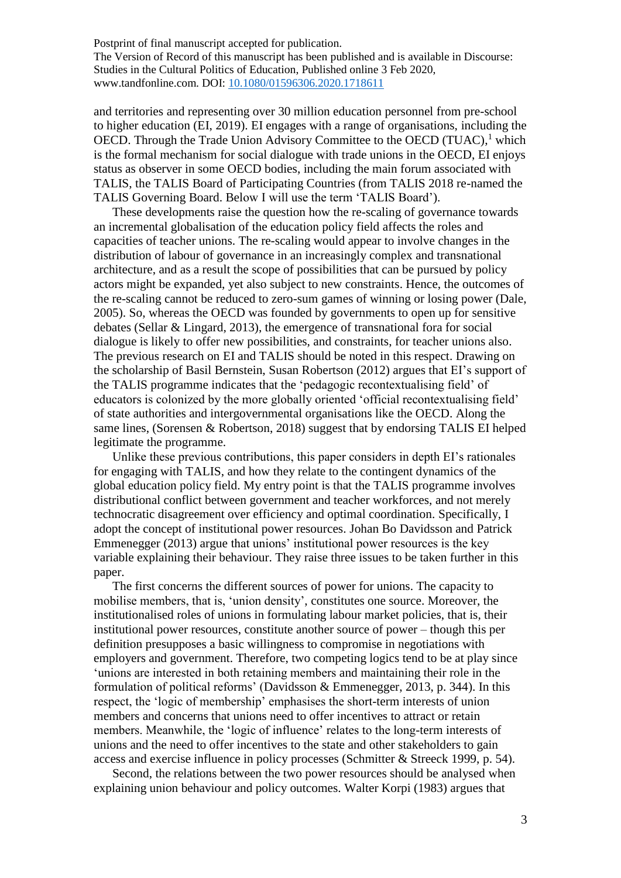and territories and representing over 30 million education personnel from pre-school to higher education (EI, 2019). EI engages with a range of organisations, including the OECD. Through the Trade Union Advisory Committee to the OECD (TUAC),[1] which is the formal mechanism for social dialogue with trade unions in the OECD, EI enjoys status as observer in some OECD bodies, including the main forum associated with TALIS, the TALIS Board of Participating Countries (from TALIS 2018 re-named the TALIS Governing Board. Below I will use the term 'TALIS Board').

These developments raise the question how the re-scaling of governance towards an incremental globalisation of the education policy field affects the roles and capacities of teacher unions. The re-scaling would appear to involve changes in the distribution of labour of governance in an increasingly complex and transnational architecture, and as a result the scope of possibilities that can be pursued by policy actors might be expanded, yet also subject to new constraints. Hence, the outcomes of the re-scaling cannot be reduced to zero-sum games of winning or losing power (Dale, 2005). So, whereas the OECD was founded by governments to open up for sensitive debates (Sellar & Lingard, 2013), the emergence of transnational fora for social dialogue is likely to offer new possibilities, and constraints, for teacher unions also. The previous research on EI and TALIS should be noted in this respect. Drawing on the scholarship of Basil Bernstein, Susan Robertson (2012) argues that EI's support of the TALIS programme indicates that the 'pedagogic recontextualising field' of educators is colonized by the more globally oriented 'official recontextualising field' of state authorities and intergovernmental organisations like the OECD. Along the same lines, (Sorensen & Robertson, 2018) suggest that by endorsing TALIS EI helped legitimate the programme.

Unlike these previous contributions, this paper considers in depth EI's rationales for engaging with TALIS, and how they relate to the contingent dynamics of the global education policy field. My entry point is that the TALIS programme involves distributional conflict between government and teacher workforces, and not merely technocratic disagreement over efficiency and optimal coordination. Specifically, I adopt the concept of institutional power resources. Johan Bo Davidsson and Patrick Emmenegger (2013) argue that unions' institutional power resources is the key variable explaining their behaviour. They raise three issues to be taken further in this paper.

The first concerns the different sources of power for unions. The capacity to mobilise members, that is, 'union density', constitutes one source. Moreover, the institutionalised roles of unions in formulating labour market policies, that is, their institutional power resources, constitute another source of power – though this per definition presupposes a basic willingness to compromise in negotiations with employers and government. Therefore, two competing logics tend to be at play since 'unions are interested in both retaining members and maintaining their role in the formulation of political reforms' (Davidsson & Emmenegger, 2013, p. 344). In this respect, the 'logic of membership' emphasises the short-term interests of union members and concerns that unions need to offer incentives to attract or retain members. Meanwhile, the 'logic of influence' relates to the long-term interests of unions and the need to offer incentives to the state and other stakeholders to gain access and exercise influence in policy processes (Schmitter & Streeck 1999, p. 54).

Second, the relations between the two power resources should be analysed when explaining union behaviour and policy outcomes. Walter Korpi (1983) argues that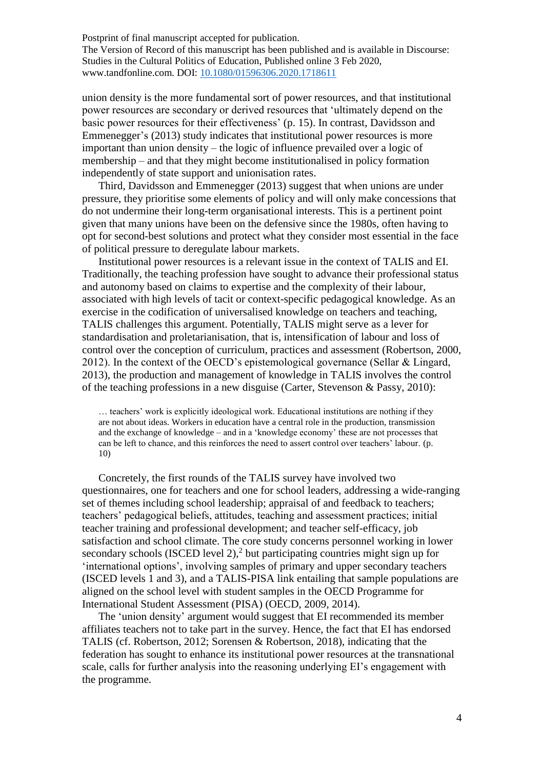union density is the more fundamental sort of power resources, and that institutional power resources are secondary or derived resources that 'ultimately depend on the basic power resources for their effectiveness' (p. 15). In contrast, Davidsson and Emmenegger's (2013) study indicates that institutional power resources is more important than union density – the logic of influence prevailed over a logic of membership – and that they might become institutionalised in policy formation independently of state support and unionisation rates.

Third, Davidsson and Emmenegger (2013) suggest that when unions are under pressure, they prioritise some elements of policy and will only make concessions that do not undermine their long-term organisational interests. This is a pertinent point given that many unions have been on the defensive since the 1980s, often having to opt for second-best solutions and protect what they consider most essential in the face of political pressure to deregulate labour markets.

Institutional power resources is a relevant issue in the context of TALIS and EI. Traditionally, the teaching profession have sought to advance their professional status and autonomy based on claims to expertise and the complexity of their labour, associated with high levels of tacit or context-specific pedagogical knowledge. As an exercise in the codification of universalised knowledge on teachers and teaching, TALIS challenges this argument. Potentially, TALIS might serve as a lever for standardisation and proletarianisation, that is, intensification of labour and loss of control over the conception of curriculum, practices and assessment (Robertson, 2000, 2012). In the context of the OECD's epistemological governance (Sellar & Lingard, 2013), the production and management of knowledge in TALIS involves the control of the teaching professions in a new disguise (Carter, Stevenson & Passy, 2010):

> … teachers' work is explicitly ideological work. Educational institutions are nothing if they are not about ideas. Workers in education have a central role in the production, transmission and the exchange of knowledge – and in a 'knowledge economy' these are not processes that can be left to chance, and this reinforces the need to assert control over teachers' labour. (p. 10)

Concretely, the first rounds of the TALIS survey have involved two questionnaires, one for teachers and one for school leaders, addressing a wide-ranging set of themes including school leadership; appraisal of and feedback to teachers; teachers' pedagogical beliefs, attitudes, teaching and assessment practices; initial teacher training and professional development; and teacher self-efficacy, job satisfaction and school climate. The core study concerns personnel working in lower secondary schools (ISCED level 2),[2] but participating countries might sign up for 'international options', involving samples of primary and upper secondary teachers (ISCED levels 1 and 3), and a TALIS-PISA link entailing that sample populations are aligned on the school level with student samples in the OECD Programme for International Student Assessment (PISA) (OECD, 2009, 2014).

The 'union density' argument would suggest that EI recommended its member affiliates teachers not to take part in the survey. Hence, the fact that EI has endorsed TALIS (cf. Robertson, 2012; Sorensen & Robertson, 2018), indicating that the federation has sought to enhance its institutional power resources at the transnational scale, calls for further analysis into the reasoning underlying EI's engagement with the programme.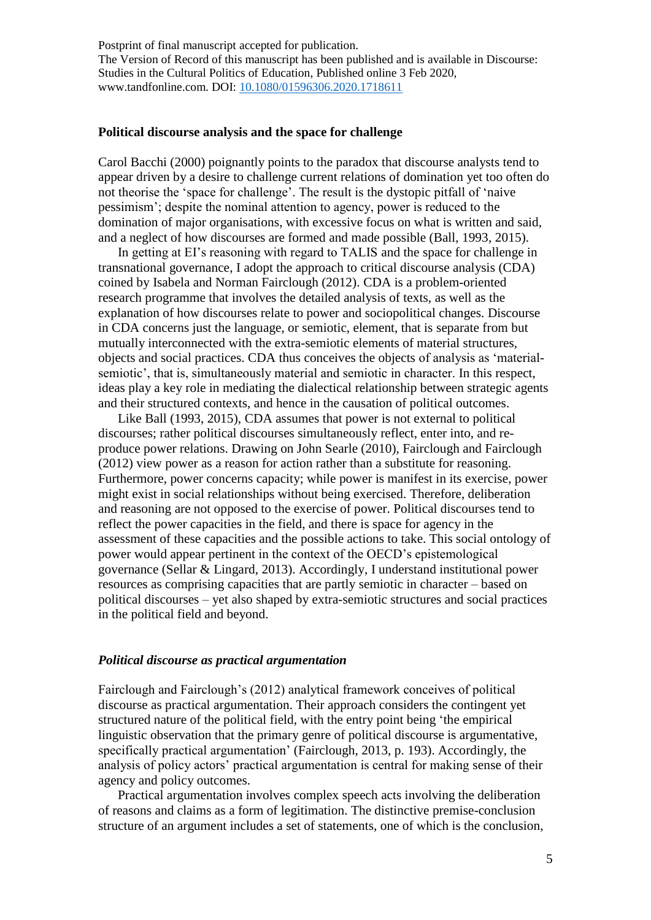Postprint of final manuscript accepted for publication.
The Version of Record of this manuscript has been published and is available in Discourse: Studies in the Cultural Politics of Education, Published online 3 Feb 2020, www.tandfonline.com. DOI: [10.1080/01596306.2020.1718611](https://doi.org/10.1080/01596306.2020.1718611)

## Political discourse analysis and the space for challenge

Carol Bacchi (2000) poignantly points to the paradox that discourse analysts tend to appear driven by a desire to challenge current relations of domination yet too often do not theorise the 'space for challenge'. The result is the dystopic pitfall of 'naive pessimism'; despite the nominal attention to agency, power is reduced to the domination of major organisations, with excessive focus on what is written and said, and a neglect of how discourses are formed and made possible (Ball, 1993, 2015).

In getting at EI's reasoning with regard to TALIS and the space for challenge in transnational governance, I adopt the approach to critical discourse analysis (CDA) coined by Isabela and Norman Fairclough (2012). CDA is a problem-oriented research programme that involves the detailed analysis of texts, as well as the explanation of how discourses relate to power and sociopolitical changes. Discourse in CDA concerns just the language, or semiotic, element, that is separate from but mutually interconnected with the extra-semiotic elements of material structures, objects and social practices. CDA thus conceives the objects of analysis as 'material-semiotic', that is, simultaneously material and semiotic in character. In this respect, ideas play a key role in mediating the dialectical relationship between strategic agents and their structured contexts, and hence in the causation of political outcomes.

Like Ball (1993, 2015), CDA assumes that power is not external to political discourses; rather political discourses simultaneously reflect, enter into, and re-produce power relations. Drawing on John Searle (2010), Fairclough and Fairclough (2012) view power as a reason for action rather than a substitute for reasoning. Furthermore, power concerns capacity; while power is manifest in its exercise, power might exist in social relationships without being exercised. Therefore, deliberation and reasoning are not opposed to the exercise of power. Political discourses tend to reflect the power capacities in the field, and there is space for agency in the assessment of these capacities and the possible actions to take. This social ontology of power would appear pertinent in the context of the OECD's epistemological governance (Sellar & Lingard, 2013). Accordingly, I understand institutional power resources as comprising capacities that are partly semiotic in character – based on political discourses – yet also shaped by extra-semiotic structures and social practices in the political field and beyond.

### *Political discourse as practical argumentation*

Fairclough and Fairclough's (2012) analytical framework conceives of political discourse as practical argumentation. Their approach considers the contingent yet structured nature of the political field, with the entry point being 'the empirical linguistic observation that the primary genre of political discourse is argumentative, specifically practical argumentation' (Fairclough, 2013, p. 193). Accordingly, the analysis of policy actors' practical argumentation is central for making sense of their agency and policy outcomes.

Practical argumentation involves complex speech acts involving the deliberation of reasons and claims as a form of legitimation. The distinctive premise-conclusion structure of an argument includes a set of statements, one of which is the conclusion,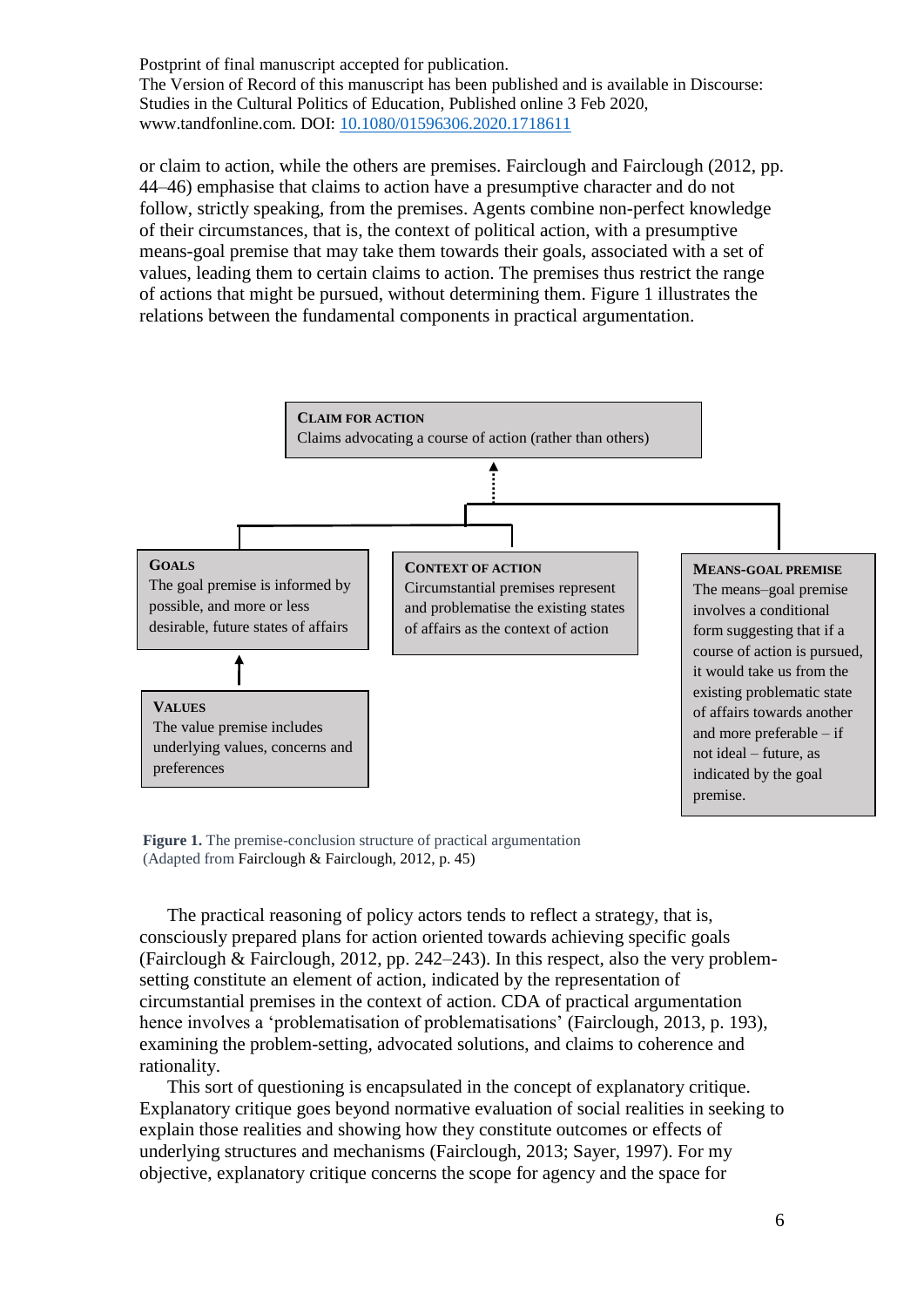Postprint of final manuscript accepted for publication.
The Version of Record of this manuscript has been published and is available in Discourse: Studies in the Cultural Politics of Education, Published online 3 Feb 2020, www.tandfonline.com. DOI: 10.1080/01596306.2020.1718611

or claim to action, while the others are premises. Fairclough and Fairclough (2012, pp. 44–46) emphasise that claims to action have a presumptive character and do not follow, strictly speaking, from the premises. Agents combine non-perfect knowledge of their circumstances, that is, the context of political action, with a presumptive means-goal premise that may take them towards their goals, associated with a set of values, leading them to certain claims to action. The premises thus restrict the range of actions that might be pursued, without determining them. Figure 1 illustrates the relations between the fundamental components in practical argumentation.

**CLAIM FOR ACTION**
Claims advocating a course of action (rather than others)

**GOALS**
The goal premise is informed by possible, and more or less desirable, future states of affairs

**CONTEXT OF ACTION**
Circumstantial premises represent and problematise the existing states of affairs as the context of action

**MEANS-GOAL PREMISE**
The means–goal premise involves a conditional form suggesting that if a course of action is pursued, it would take us from the existing problematic state of affairs towards another and more preferable – if not ideal – future, as indicated by the goal premise.

**VALUES**
The value premise includes underlying values, concerns and preferences

**Figure 1.** The premise-conclusion structure of practical argumentation
(Adapted from Fairclough & Fairclough, 2012, p. 45)

The practical reasoning of policy actors tends to reflect a strategy, that is, consciously prepared plans for action oriented towards achieving specific goals (Fairclough & Fairclough, 2012, pp. 242–243). In this respect, also the very problem-setting constitute an element of action, indicated by the representation of circumstantial premises in the context of action. CDA of practical argumentation hence involves a 'problematisation of problematisations' (Fairclough, 2013, p. 193), examining the problem-setting, advocated solutions, and claims to coherence and rationality.

This sort of questioning is encapsulated in the concept of explanatory critique. Explanatory critique goes beyond normative evaluation of social realities in seeking to explain those realities and showing how they constitute outcomes or effects of underlying structures and mechanisms (Fairclough, 2013; Sayer, 1997). For my objective, explanatory critique concerns the scope for agency and the space for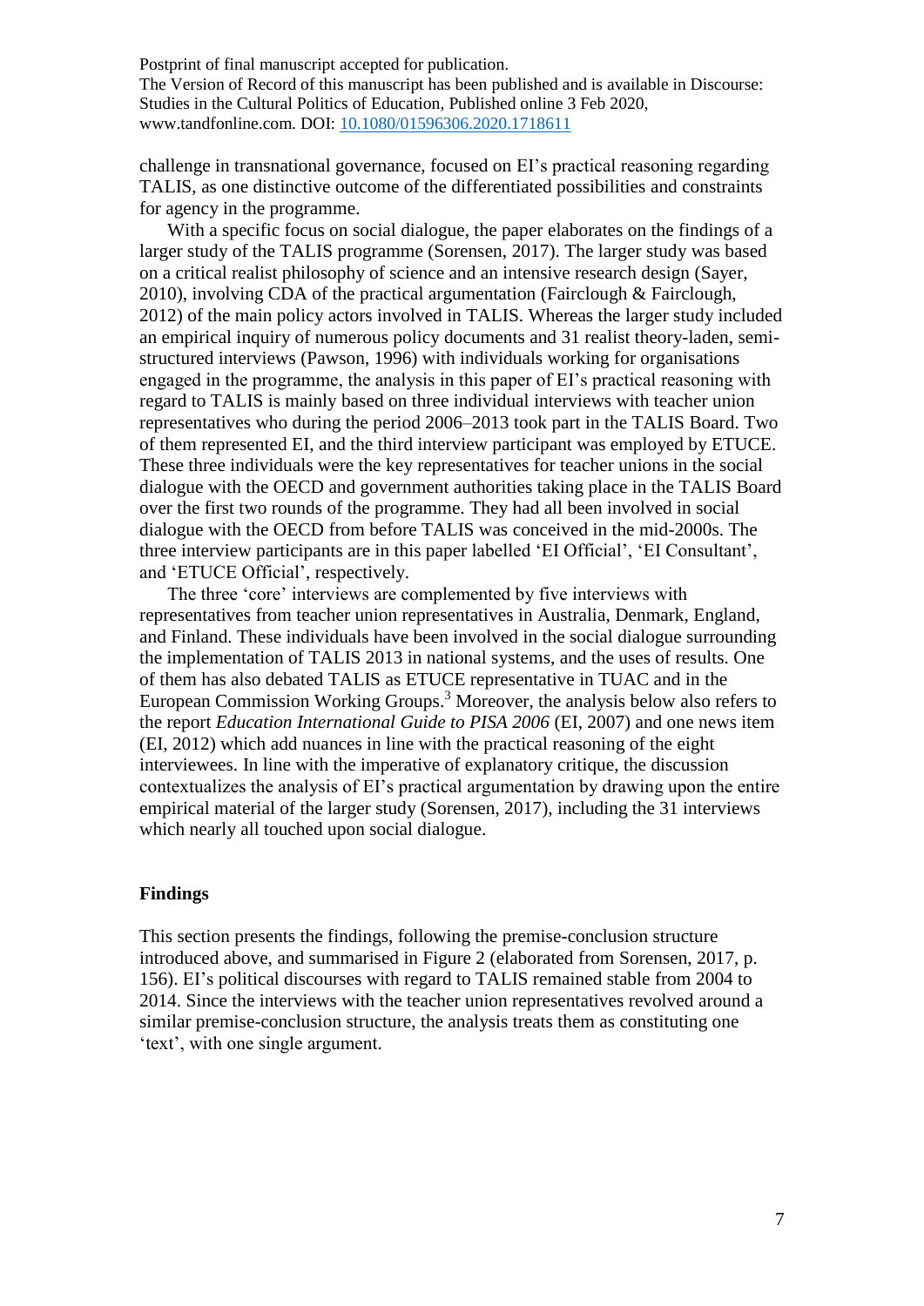challenge in transnational governance, focused on EI's practical reasoning regarding TALIS, as one distinctive outcome of the differentiated possibilities and constraints for agency in the programme.

With a specific focus on social dialogue, the paper elaborates on the findings of a larger study of the TALIS programme (Sorensen, 2017). The larger study was based on a critical realist philosophy of science and an intensive research design (Sayer, 2010), involving CDA of the practical argumentation (Fairclough & Fairclough, 2012) of the main policy actors involved in TALIS. Whereas the larger study included an empirical inquiry of numerous policy documents and 31 realist theory-laden, semi-structured interviews (Pawson, 1996) with individuals working for organisations engaged in the programme, the analysis in this paper of EI's practical reasoning with regard to TALIS is mainly based on three individual interviews with teacher union representatives who during the period 2006–2013 took part in the TALIS Board. Two of them represented EI, and the third interview participant was employed by ETUCE. These three individuals were the key representatives for teacher unions in the social dialogue with the OECD and government authorities taking place in the TALIS Board over the first two rounds of the programme. They had all been involved in social dialogue with the OECD from before TALIS was conceived in the mid-2000s. The three interview participants are in this paper labelled 'EI Official', 'EI Consultant', and 'ETUCE Official', respectively.

The three 'core' interviews are complemented by five interviews with representatives from teacher union representatives in Australia, Denmark, England, and Finland. These individuals have been involved in the social dialogue surrounding the implementation of TALIS 2013 in national systems, and the uses of results. One of them has also debated TALIS as ETUCE representative in TUAC and in the European Commission Working Groups.[3] Moreover, the analysis below also refers to the report *Education International Guide to PISA 2006* (EI, 2007) and one news item (EI, 2012) which add nuances in line with the practical reasoning of the eight interviewees. In line with the imperative of explanatory critique, the discussion contextualizes the analysis of EI's practical argumentation by drawing upon the entire empirical material of the larger study (Sorensen, 2017), including the 31 interviews which nearly all touched upon social dialogue.

## Findings

This section presents the findings, following the premise-conclusion structure introduced above, and summarised in Figure 2 (elaborated from Sorensen, 2017, p. 156). EI's political discourses with regard to TALIS remained stable from 2004 to 2014. Since the interviews with the teacher union representatives revolved around a similar premise-conclusion structure, the analysis treats them as constituting one 'text', with one single argument.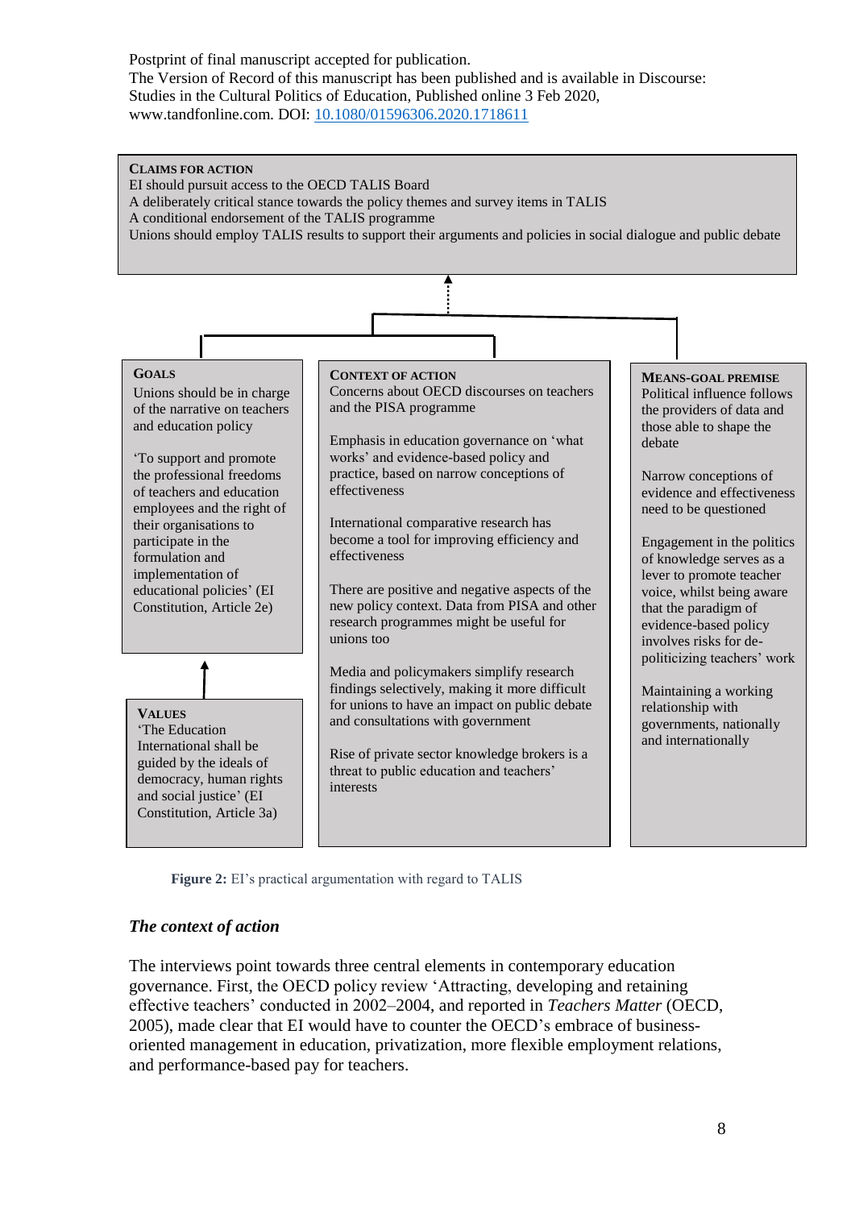Postprint of final manuscript accepted for publication.
The Version of Record of this manuscript has been published and is available in Discourse: Studies in the Cultural Politics of Education, Published online 3 Feb 2020, www.tandfonline.com. DOI: 10.1080/01596306.2020.1718611

**CLAIMS FOR ACTION**
EI should pursuit access to the OECD TALIS Board
A deliberately critical stance towards the policy themes and survey items in TALIS
A conditional endorsement of the TALIS programme
Unions should employ TALIS results to support their arguments and policies in social dialogue and public debate

**GOALS**
Unions should be in charge of the narrative on teachers and education policy

'To support and promote the professional freedoms of teachers and education employees and the right of their organisations to participate in the formulation and implementation of educational policies' (EI Constitution, Article 2e)

**VALUES**
'The Education International shall be guided by the ideals of democracy, human rights and social justice' (EI Constitution, Article 3a)

**CONTEXT OF ACTION**
Concerns about OECD discourses on teachers and the PISA programme

Emphasis in education governance on 'what works' and evidence-based policy and practice, based on narrow conceptions of effectiveness

International comparative research has become a tool for improving efficiency and effectiveness

There are positive and negative aspects of the new policy context. Data from PISA and other research programmes might be useful for unions too

Media and policymakers simplify research findings selectively, making it more difficult for unions to have an impact on public debate and consultations with government

Rise of private sector knowledge brokers is a threat to public education and teachers' interests

**MEANS-GOAL PREMISE**
Political influence follows the providers of data and those able to shape the debate

Narrow conceptions of evidence and effectiveness need to be questioned

Engagement in the politics of knowledge serves as a lever to promote teacher voice, whilst being aware that the paradigm of evidence-based policy involves risks for de-politicizing teachers' work

Maintaining a working relationship with governments, nationally and internationally

**Figure 2:** EI's practical argumentation with regard to TALIS

### *The context of action*

The interviews point towards three central elements in contemporary education governance. First, the OECD policy review 'Attracting, developing and retaining effective teachers' conducted in 2002–2004, and reported in *Teachers Matter* (OECD, 2005), made clear that EI would have to counter the OECD's embrace of business-oriented management in education, privatization, more flexible employment relations, and performance-based pay for teachers.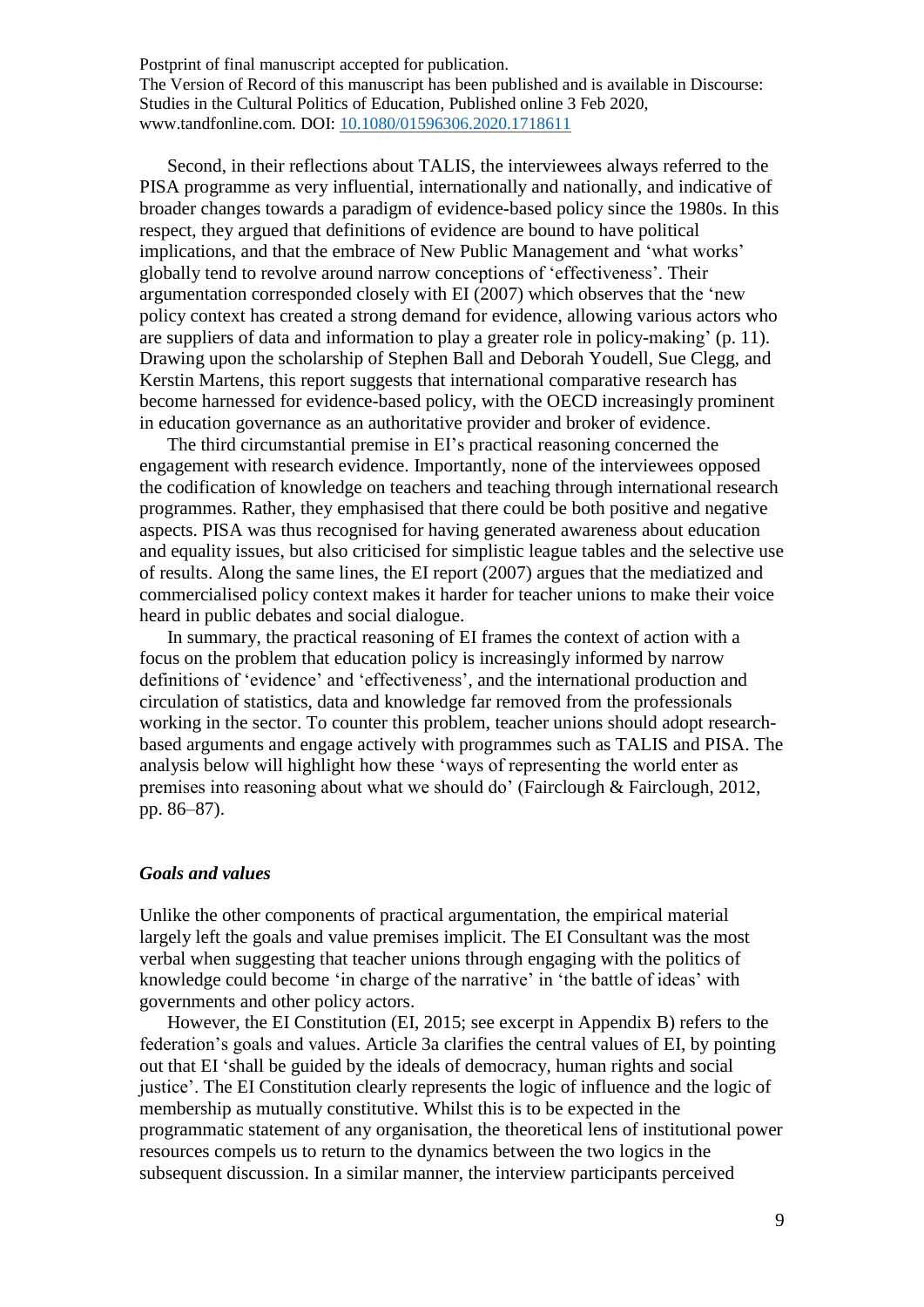Second, in their reflections about TALIS, the interviewees always referred to the PISA programme as very influential, internationally and nationally, and indicative of broader changes towards a paradigm of evidence-based policy since the 1980s. In this respect, they argued that definitions of evidence are bound to have political implications, and that the embrace of New Public Management and 'what works' globally tend to revolve around narrow conceptions of 'effectiveness'. Their argumentation corresponded closely with EI (2007) which observes that the 'new policy context has created a strong demand for evidence, allowing various actors who are suppliers of data and information to play a greater role in policy-making' (p. 11). Drawing upon the scholarship of Stephen Ball and Deborah Youdell, Sue Clegg, and Kerstin Martens, this report suggests that international comparative research has become harnessed for evidence-based policy, with the OECD increasingly prominent in education governance as an authoritative provider and broker of evidence.

The third circumstantial premise in EI's practical reasoning concerned the engagement with research evidence. Importantly, none of the interviewees opposed the codification of knowledge on teachers and teaching through international research programmes. Rather, they emphasised that there could be both positive and negative aspects. PISA was thus recognised for having generated awareness about education and equality issues, but also criticised for simplistic league tables and the selective use of results. Along the same lines, the EI report (2007) argues that the mediatized and commercialised policy context makes it harder for teacher unions to make their voice heard in public debates and social dialogue.

In summary, the practical reasoning of EI frames the context of action with a focus on the problem that education policy is increasingly informed by narrow definitions of 'evidence' and 'effectiveness', and the international production and circulation of statistics, data and knowledge far removed from the professionals working in the sector. To counter this problem, teacher unions should adopt research-based arguments and engage actively with programmes such as TALIS and PISA. The analysis below will highlight how these 'ways of representing the world enter as premises into reasoning about what we should do' (Fairclough & Fairclough, 2012, pp. 86–87).

### *Goals and values*

Unlike the other components of practical argumentation, the empirical material largely left the goals and value premises implicit. The EI Consultant was the most verbal when suggesting that teacher unions through engaging with the politics of knowledge could become 'in charge of the narrative' in 'the battle of ideas' with governments and other policy actors.

However, the EI Constitution (EI, 2015; see excerpt in Appendix B) refers to the federation's goals and values. Article 3a clarifies the central values of EI, by pointing out that EI 'shall be guided by the ideals of democracy, human rights and social justice'. The EI Constitution clearly represents the logic of influence and the logic of membership as mutually constitutive. Whilst this is to be expected in the programmatic statement of any organisation, the theoretical lens of institutional power resources compels us to return to the dynamics between the two logics in the subsequent discussion. In a similar manner, the interview participants perceived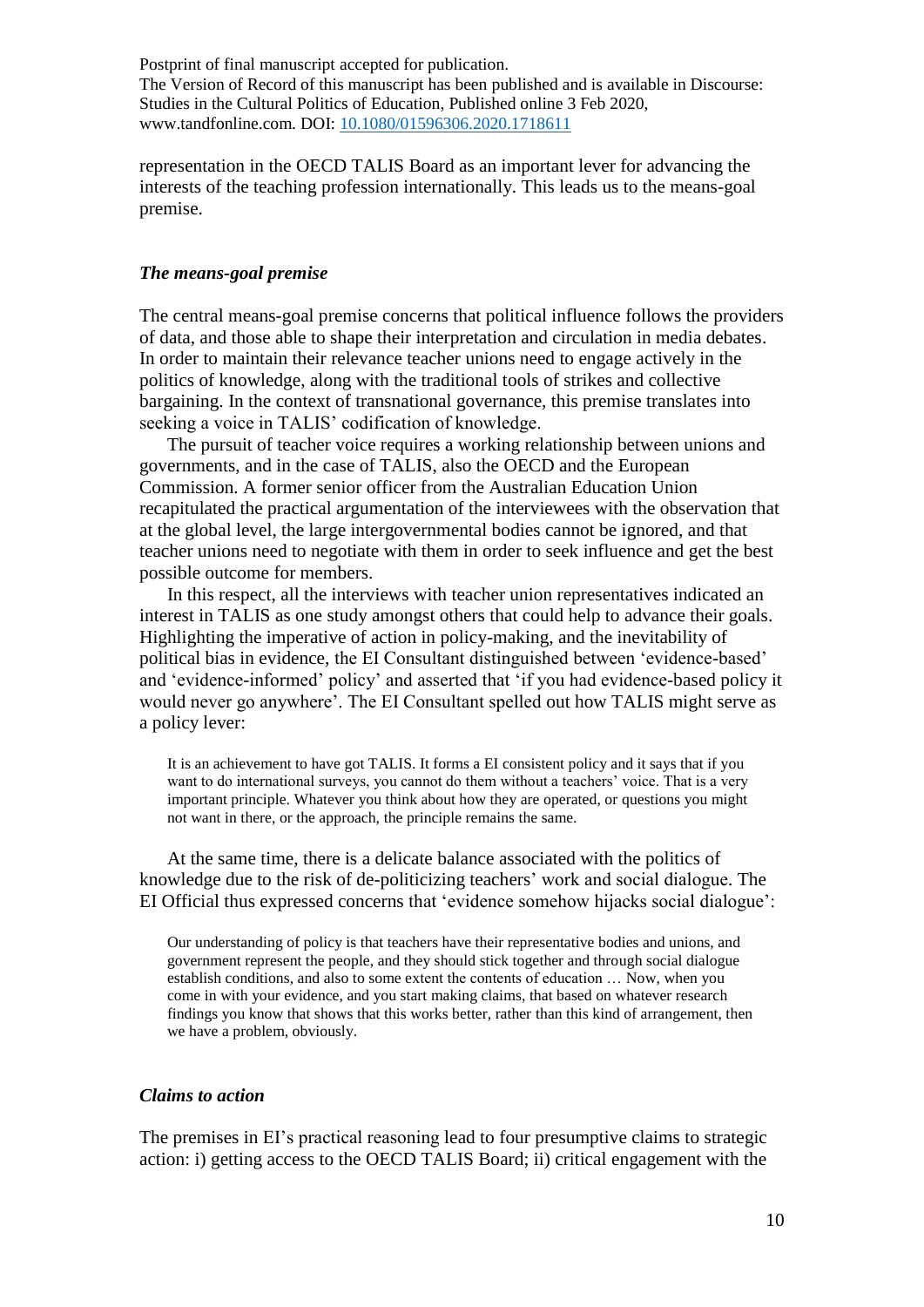representation in the OECD TALIS Board as an important lever for advancing the interests of the teaching profession internationally. This leads us to the means-goal premise.

### *The means-goal premise*

The central means-goal premise concerns that political influence follows the providers of data, and those able to shape their interpretation and circulation in media debates. In order to maintain their relevance teacher unions need to engage actively in the politics of knowledge, along with the traditional tools of strikes and collective bargaining. In the context of transnational governance, this premise translates into seeking a voice in TALIS' codification of knowledge.

The pursuit of teacher voice requires a working relationship between unions and governments, and in the case of TALIS, also the OECD and the European Commission. A former senior officer from the Australian Education Union recapitulated the practical argumentation of the interviewees with the observation that at the global level, the large intergovernmental bodies cannot be ignored, and that teacher unions need to negotiate with them in order to seek influence and get the best possible outcome for members.

In this respect, all the interviews with teacher union representatives indicated an interest in TALIS as one study amongst others that could help to advance their goals. Highlighting the imperative of action in policy-making, and the inevitability of political bias in evidence, the EI Consultant distinguished between 'evidence-based' and 'evidence-informed' policy' and asserted that 'if you had evidence-based policy it would never go anywhere'. The EI Consultant spelled out how TALIS might serve as a policy lever:

> It is an achievement to have got TALIS. It forms a EI consistent policy and it says that if you want to do international surveys, you cannot do them without a teachers' voice. That is a very important principle. Whatever you think about how they are operated, or questions you might not want in there, or the approach, the principle remains the same.

At the same time, there is a delicate balance associated with the politics of knowledge due to the risk of de-politicizing teachers' work and social dialogue. The EI Official thus expressed concerns that 'evidence somehow hijacks social dialogue':

> Our understanding of policy is that teachers have their representative bodies and unions, and government represent the people, and they should stick together and through social dialogue establish conditions, and also to some extent the contents of education … Now, when you come in with your evidence, and you start making claims, that based on whatever research findings you know that shows that this works better, rather than this kind of arrangement, then we have a problem, obviously.

### *Claims to action*

The premises in EI's practical reasoning lead to four presumptive claims to strategic action: i) getting access to the OECD TALIS Board; ii) critical engagement with the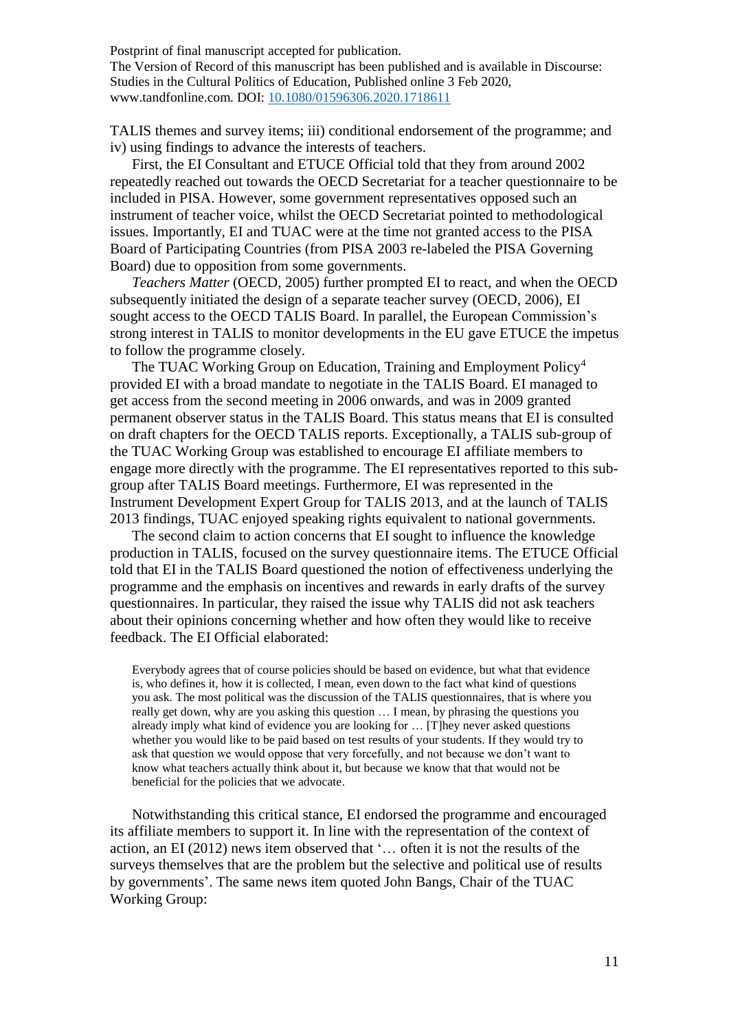TALIS themes and survey items; iii) conditional endorsement of the programme; and iv) using findings to advance the interests of teachers.

First, the EI Consultant and ETUCE Official told that they from around 2002 repeatedly reached out towards the OECD Secretariat for a teacher questionnaire to be included in PISA. However, some government representatives opposed such an instrument of teacher voice, whilst the OECD Secretariat pointed to methodological issues. Importantly, EI and TUAC were at the time not granted access to the PISA Board of Participating Countries (from PISA 2003 re-labeled the PISA Governing Board) due to opposition from some governments.

*Teachers Matter* (OECD, 2005) further prompted EI to react, and when the OECD subsequently initiated the design of a separate teacher survey (OECD, 2006), EI sought access to the OECD TALIS Board. In parallel, the European Commission's strong interest in TALIS to monitor developments in the EU gave ETUCE the impetus to follow the programme closely.

The TUAC Working Group on Education, Training and Employment Policy[4] provided EI with a broad mandate to negotiate in the TALIS Board. EI managed to get access from the second meeting in 2006 onwards, and was in 2009 granted permanent observer status in the TALIS Board. This status means that EI is consulted on draft chapters for the OECD TALIS reports. Exceptionally, a TALIS sub-group of the TUAC Working Group was established to encourage EI affiliate members to engage more directly with the programme. The EI representatives reported to this sub-group after TALIS Board meetings. Furthermore, EI was represented in the Instrument Development Expert Group for TALIS 2013, and at the launch of TALIS 2013 findings, TUAC enjoyed speaking rights equivalent to national governments.

The second claim to action concerns that EI sought to influence the knowledge production in TALIS, focused on the survey questionnaire items. The ETUCE Official told that EI in the TALIS Board questioned the notion of effectiveness underlying the programme and the emphasis on incentives and rewards in early drafts of the survey questionnaires. In particular, they raised the issue why TALIS did not ask teachers about their opinions concerning whether and how often they would like to receive feedback. The EI Official elaborated:

> Everybody agrees that of course policies should be based on evidence, but what that evidence is, who defines it, how it is collected, I mean, even down to the fact what kind of questions you ask. The most political was the discussion of the TALIS questionnaires, that is where you really get down, why are you asking this question … I mean, by phrasing the questions you already imply what kind of evidence you are looking for … [T]hey never asked questions whether you would like to be paid based on test results of your students. If they would try to ask that question we would oppose that very forcefully, and not because we don't want to know what teachers actually think about it, but because we know that that would not be beneficial for the policies that we advocate.

Notwithstanding this critical stance, EI endorsed the programme and encouraged its affiliate members to support it. In line with the representation of the context of action, an EI (2012) news item observed that '… often it is not the results of the surveys themselves that are the problem but the selective and political use of results by governments'. The same news item quoted John Bangs, Chair of the TUAC Working Group: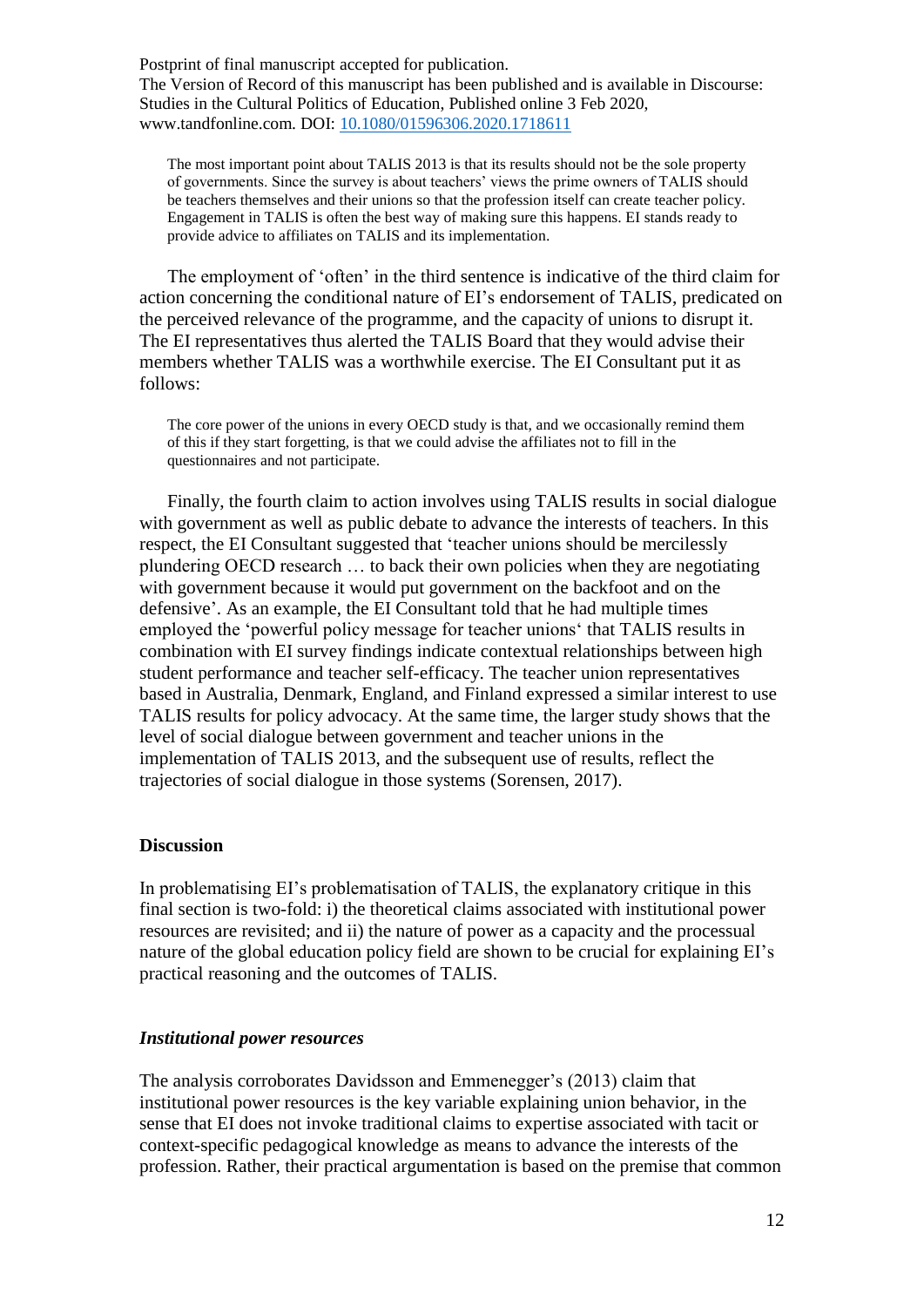The most important point about TALIS 2013 is that its results should not be the sole property of governments. Since the survey is about teachers' views the prime owners of TALIS should be teachers themselves and their unions so that the profession itself can create teacher policy. Engagement in TALIS is often the best way of making sure this happens. EI stands ready to provide advice to affiliates on TALIS and its implementation.

The employment of 'often' in the third sentence is indicative of the third claim for action concerning the conditional nature of EI's endorsement of TALIS, predicated on the perceived relevance of the programme, and the capacity of unions to disrupt it. The EI representatives thus alerted the TALIS Board that they would advise their members whether TALIS was a worthwhile exercise. The EI Consultant put it as follows:

> The core power of the unions in every OECD study is that, and we occasionally remind them of this if they start forgetting, is that we could advise the affiliates not to fill in the questionnaires and not participate.

Finally, the fourth claim to action involves using TALIS results in social dialogue with government as well as public debate to advance the interests of teachers. In this respect, the EI Consultant suggested that 'teacher unions should be mercilessly plundering OECD research … to back their own policies when they are negotiating with government because it would put government on the backfoot and on the defensive'. As an example, the EI Consultant told that he had multiple times employed the 'powerful policy message for teacher unions' that TALIS results in combination with EI survey findings indicate contextual relationships between high student performance and teacher self-efficacy. The teacher union representatives based in Australia, Denmark, England, and Finland expressed a similar interest to use TALIS results for policy advocacy. At the same time, the larger study shows that the level of social dialogue between government and teacher unions in the implementation of TALIS 2013, and the subsequent use of results, reflect the trajectories of social dialogue in those systems (Sorensen, 2017).

## Discussion

In problematising EI's problematisation of TALIS, the explanatory critique in this final section is two-fold: i) the theoretical claims associated with institutional power resources are revisited; and ii) the nature of power as a capacity and the processual nature of the global education policy field are shown to be crucial for explaining EI's practical reasoning and the outcomes of TALIS.

### *Institutional power resources*

The analysis corroborates Davidsson and Emmenegger's (2013) claim that institutional power resources is the key variable explaining union behavior, in the sense that EI does not invoke traditional claims to expertise associated with tacit or context-specific pedagogical knowledge as means to advance the interests of the profession. Rather, their practical argumentation is based on the premise that common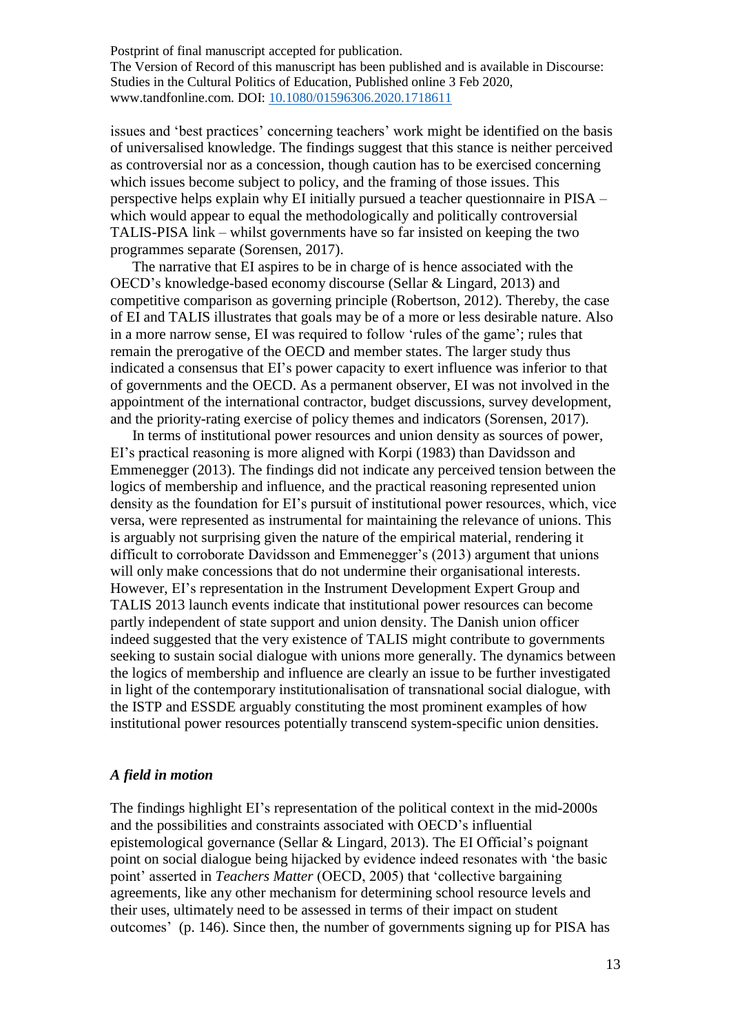issues and 'best practices' concerning teachers' work might be identified on the basis of universalised knowledge. The findings suggest that this stance is neither perceived as controversial nor as a concession, though caution has to be exercised concerning which issues become subject to policy, and the framing of those issues. This perspective helps explain why EI initially pursued a teacher questionnaire in PISA – which would appear to equal the methodologically and politically controversial TALIS-PISA link – whilst governments have so far insisted on keeping the two programmes separate (Sorensen, 2017).

The narrative that EI aspires to be in charge of is hence associated with the OECD's knowledge-based economy discourse (Sellar & Lingard, 2013) and competitive comparison as governing principle (Robertson, 2012). Thereby, the case of EI and TALIS illustrates that goals may be of a more or less desirable nature. Also in a more narrow sense, EI was required to follow 'rules of the game'; rules that remain the prerogative of the OECD and member states. The larger study thus indicated a consensus that EI's power capacity to exert influence was inferior to that of governments and the OECD. As a permanent observer, EI was not involved in the appointment of the international contractor, budget discussions, survey development, and the priority-rating exercise of policy themes and indicators (Sorensen, 2017).

In terms of institutional power resources and union density as sources of power, EI's practical reasoning is more aligned with Korpi (1983) than Davidsson and Emmenegger (2013). The findings did not indicate any perceived tension between the logics of membership and influence, and the practical reasoning represented union density as the foundation for EI's pursuit of institutional power resources, which, vice versa, were represented as instrumental for maintaining the relevance of unions. This is arguably not surprising given the nature of the empirical material, rendering it difficult to corroborate Davidsson and Emmenegger's (2013) argument that unions will only make concessions that do not undermine their organisational interests. However, EI's representation in the Instrument Development Expert Group and TALIS 2013 launch events indicate that institutional power resources can become partly independent of state support and union density. The Danish union officer indeed suggested that the very existence of TALIS might contribute to governments seeking to sustain social dialogue with unions more generally. The dynamics between the logics of membership and influence are clearly an issue to be further investigated in light of the contemporary institutionalisation of transnational social dialogue, with the ISTP and ESSDE arguably constituting the most prominent examples of how institutional power resources potentially transcend system-specific union densities.

### *A field in motion*

The findings highlight EI's representation of the political context in the mid-2000s and the possibilities and constraints associated with OECD's influential epistemological governance (Sellar & Lingard, 2013). The EI Official's poignant point on social dialogue being hijacked by evidence indeed resonates with 'the basic point' asserted in *Teachers Matter* (OECD, 2005) that 'collective bargaining agreements, like any other mechanism for determining school resource levels and their uses, ultimately need to be assessed in terms of their impact on student outcomes' (p. 146). Since then, the number of governments signing up for PISA has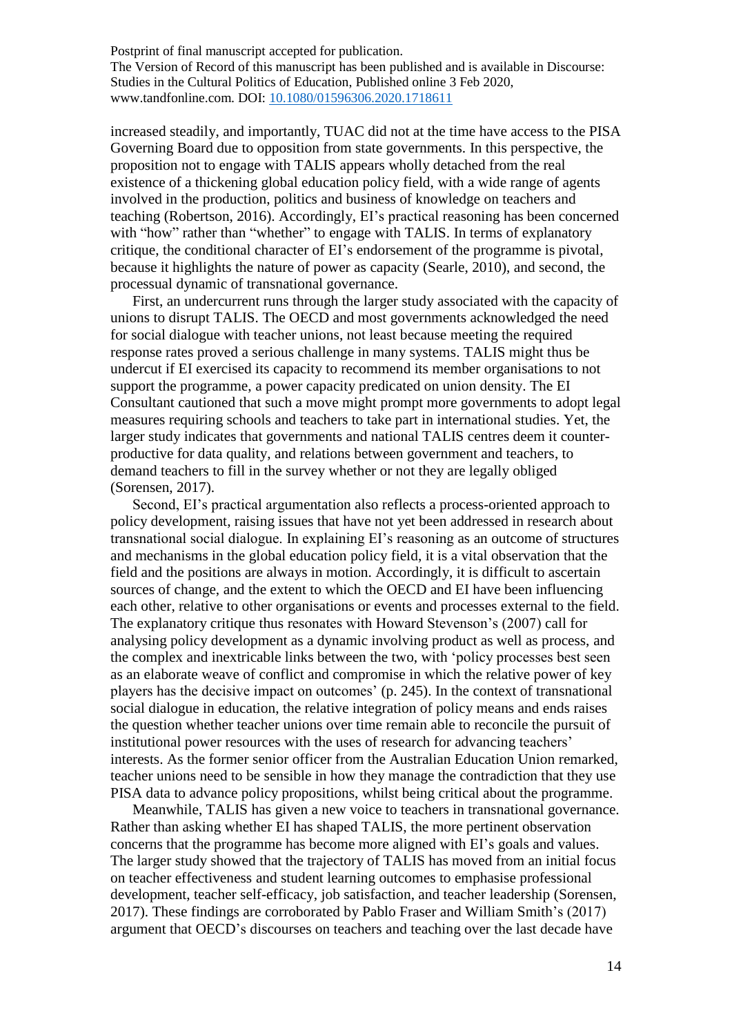increased steadily, and importantly, TUAC did not at the time have access to the PISA Governing Board due to opposition from state governments. In this perspective, the proposition not to engage with TALIS appears wholly detached from the real existence of a thickening global education policy field, with a wide range of agents involved in the production, politics and business of knowledge on teachers and teaching (Robertson, 2016). Accordingly, EI's practical reasoning has been concerned with "how" rather than "whether" to engage with TALIS. In terms of explanatory critique, the conditional character of EI's endorsement of the programme is pivotal, because it highlights the nature of power as capacity (Searle, 2010), and second, the processual dynamic of transnational governance.

First, an undercurrent runs through the larger study associated with the capacity of unions to disrupt TALIS. The OECD and most governments acknowledged the need for social dialogue with teacher unions, not least because meeting the required response rates proved a serious challenge in many systems. TALIS might thus be undercut if EI exercised its capacity to recommend its member organisations to not support the programme, a power capacity predicated on union density. The EI Consultant cautioned that such a move might prompt more governments to adopt legal measures requiring schools and teachers to take part in international studies. Yet, the larger study indicates that governments and national TALIS centres deem it counter-productive for data quality, and relations between government and teachers, to demand teachers to fill in the survey whether or not they are legally obliged (Sorensen, 2017).

Second, EI's practical argumentation also reflects a process-oriented approach to policy development, raising issues that have not yet been addressed in research about transnational social dialogue. In explaining EI's reasoning as an outcome of structures and mechanisms in the global education policy field, it is a vital observation that the field and the positions are always in motion. Accordingly, it is difficult to ascertain sources of change, and the extent to which the OECD and EI have been influencing each other, relative to other organisations or events and processes external to the field. The explanatory critique thus resonates with Howard Stevenson's (2007) call for analysing policy development as a dynamic involving product as well as process, and the complex and inextricable links between the two, with 'policy processes best seen as an elaborate weave of conflict and compromise in which the relative power of key players has the decisive impact on outcomes' (p. 245). In the context of transnational social dialogue in education, the relative integration of policy means and ends raises the question whether teacher unions over time remain able to reconcile the pursuit of institutional power resources with the uses of research for advancing teachers' interests. As the former senior officer from the Australian Education Union remarked, teacher unions need to be sensible in how they manage the contradiction that they use PISA data to advance policy propositions, whilst being critical about the programme.

Meanwhile, TALIS has given a new voice to teachers in transnational governance. Rather than asking whether EI has shaped TALIS, the more pertinent observation concerns that the programme has become more aligned with EI's goals and values. The larger study showed that the trajectory of TALIS has moved from an initial focus on teacher effectiveness and student learning outcomes to emphasise professional development, teacher self-efficacy, job satisfaction, and teacher leadership (Sorensen, 2017). These findings are corroborated by Pablo Fraser and William Smith's (2017) argument that OECD's discourses on teachers and teaching over the last decade have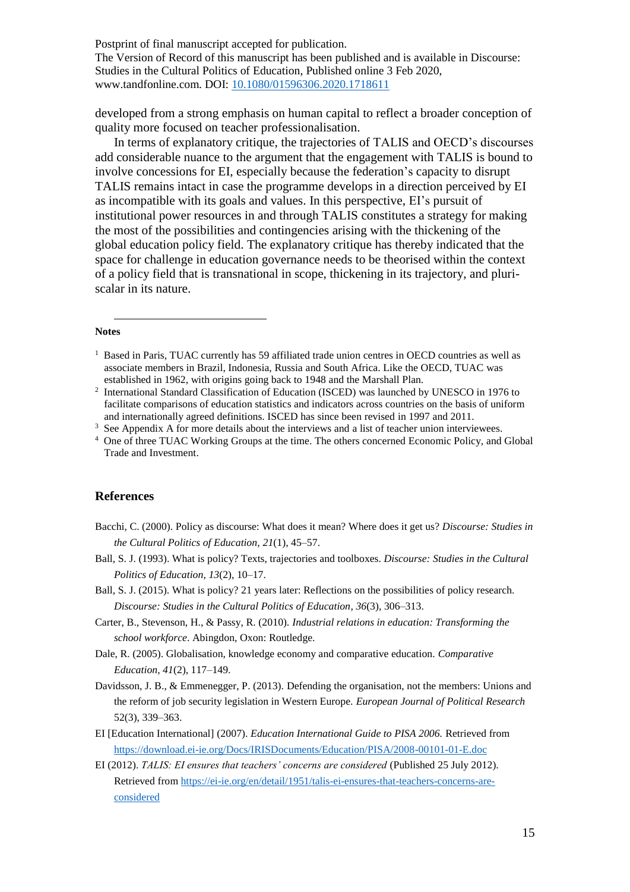Postprint of final manuscript accepted for publication.
The Version of Record of this manuscript has been published and is available in Discourse: Studies in the Cultural Politics of Education, Published online 3 Feb 2020, www.tandfonline.com. DOI: [10.1080/01596306.2020.1718611](https://doi.org/10.1080/01596306.2020.1718611)

developed from a strong emphasis on human capital to reflect a broader conception of quality more focused on teacher professionalisation.

In terms of explanatory critique, the trajectories of TALIS and OECD's discourses add considerable nuance to the argument that the engagement with TALIS is bound to involve concessions for EI, especially because the federation's capacity to disrupt TALIS remains intact in case the programme develops in a direction perceived by EI as incompatible with its goals and values. In this perspective, EI's pursuit of institutional power resources in and through TALIS constitutes a strategy for making the most of the possibilities and contingencies arising with the thickening of the global education policy field. The explanatory critique has thereby indicated that the space for challenge in education governance needs to be theorised within the context of a policy field that is transnational in scope, thickening in its trajectory, and pluri-scalar in its nature.

---

**Notes**

[1] Based in Paris, TUAC currently has 59 affiliated trade union centres in OECD countries as well as associate members in Brazil, Indonesia, Russia and South Africa. Like the OECD, TUAC was established in 1962, with origins going back to 1948 and the Marshall Plan.

[2] International Standard Classification of Education (ISCED) was launched by UNESCO in 1976 to facilitate comparisons of education statistics and indicators across countries on the basis of uniform and internationally agreed definitions. ISCED has since been revised in 1997 and 2011.

[3] See Appendix A for more details about the interviews and a list of teacher union interviewees.

[4] One of three TUAC Working Groups at the time. The others concerned Economic Policy, and Global Trade and Investment.

## References

Bacchi, C. (2000). Policy as discourse: What does it mean? Where does it get us? *Discourse: Studies in the Cultural Politics of Education, 21*(1), 45–57.

Ball, S. J. (1993). What is policy? Texts, trajectories and toolboxes. *Discourse: Studies in the Cultural Politics of Education, 13*(2), 10–17.

Ball, S. J. (2015). What is policy? 21 years later: Reflections on the possibilities of policy research. *Discourse: Studies in the Cultural Politics of Education, 36*(3), 306–313.

Carter, B., Stevenson, H., & Passy, R. (2010). *Industrial relations in education: Transforming the school workforce*. Abingdon, Oxon: Routledge.

Dale, R. (2005). Globalisation, knowledge economy and comparative education. *Comparative Education, 41*(2), 117–149.

Davidsson, J. B., & Emmenegger, P. (2013). Defending the organisation, not the members: Unions and the reform of job security legislation in Western Europe. *European Journal of Political Research* 52(3), 339–363.

EI [Education International] (2007). *Education International Guide to PISA 2006.* Retrieved from [https://download.ei-ie.org/Docs/IRISDocuments/Education/PISA/2008-00101-01-E.doc](https://download.ei-ie.org/Docs/IRISDocuments/Education/PISA/2008-00101-01-E.doc)

EI (2012). *TALIS: EI ensures that teachers' concerns are considered* (Published 25 July 2012). Retrieved from [https://ei-ie.org/en/detail/1951/talis-ei-ensures-that-teachers-concerns-are-considered](https://ei-ie.org/en/detail/1951/talis-ei-ensures-that-teachers-concerns-are-considered)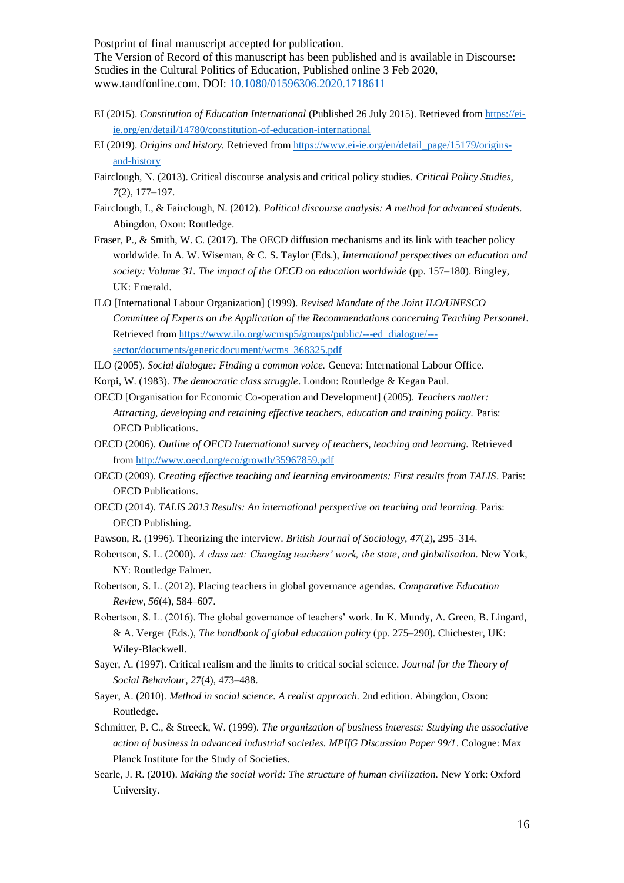EI (2015). *Constitution of Education International* (Published 26 July 2015). Retrieved from https://ei-ie.org/en/detail/14780/constitution-of-education-international

EI (2019). *Origins and history.* Retrieved from https://www.ei-ie.org/en/detail_page/15179/origins-and-history

Fairclough, N. (2013). Critical discourse analysis and critical policy studies. *Critical Policy Studies, 7*(2), 177–197.

Fairclough, I., & Fairclough, N. (2012). *Political discourse analysis: A method for advanced students.* Abingdon, Oxon: Routledge.

Fraser, P., & Smith, W. C. (2017). The OECD diffusion mechanisms and its link with teacher policy worldwide. In A. W. Wiseman, & C. S. Taylor (Eds.), *International perspectives on education and society: Volume 31. The impact of the OECD on education worldwide* (pp. 157–180). Bingley, UK: Emerald.

ILO [International Labour Organization] (1999). *Revised Mandate of the Joint ILO/UNESCO Committee of Experts on the Application of the Recommendations concerning Teaching Personnel*. Retrieved from https://www.ilo.org/wcmsp5/groups/public/---ed_dialogue/---sector/documents/genericdocument/wcms_368325.pdf

ILO (2005). *Social dialogue: Finding a common voice.* Geneva: International Labour Office.

Korpi, W. (1983). *The democratic class struggle*. London: Routledge & Kegan Paul.

OECD [Organisation for Economic Co-operation and Development] (2005). *Teachers matter: Attracting, developing and retaining effective teachers, education and training policy.* Paris: OECD Publications.

OECD (2006). *Outline of OECD International survey of teachers, teaching and learning.* Retrieved from http://www.oecd.org/eco/growth/35967859.pdf

OECD (2009). *Creating effective teaching and learning environments: First results from TALIS*. Paris: OECD Publications.

OECD (2014). *TALIS 2013 Results: An international perspective on teaching and learning.* Paris: OECD Publishing.

Pawson, R. (1996). Theorizing the interview. *British Journal of Sociology, 47*(2), 295–314.

Robertson, S. L. (2000). *A class act: Changing teachers' work, the state, and globalisation.* New York, NY: Routledge Falmer.

Robertson, S. L. (2012). Placing teachers in global governance agendas. *Comparative Education Review*, *56*(4), 584–607.

Robertson, S. L. (2016). The global governance of teachers' work. In K. Mundy, A. Green, B. Lingard, & A. Verger (Eds.), *The handbook of global education policy* (pp. 275–290). Chichester, UK: Wiley-Blackwell.

Sayer, A. (1997). Critical realism and the limits to critical social science. *Journal for the Theory of Social Behaviour*, *27*(4), 473–488.

Sayer, A. (2010). *Method in social science. A realist approach.* 2nd edition. Abingdon, Oxon: Routledge.

Schmitter, P. C., & Streeck, W. (1999). *The organization of business interests: Studying the associative action of business in advanced industrial societies. MPIfG Discussion Paper 99/1*. Cologne: Max Planck Institute for the Study of Societies.

Searle, J. R. (2010). *Making the social world: The structure of human civilization.* New York: Oxford University.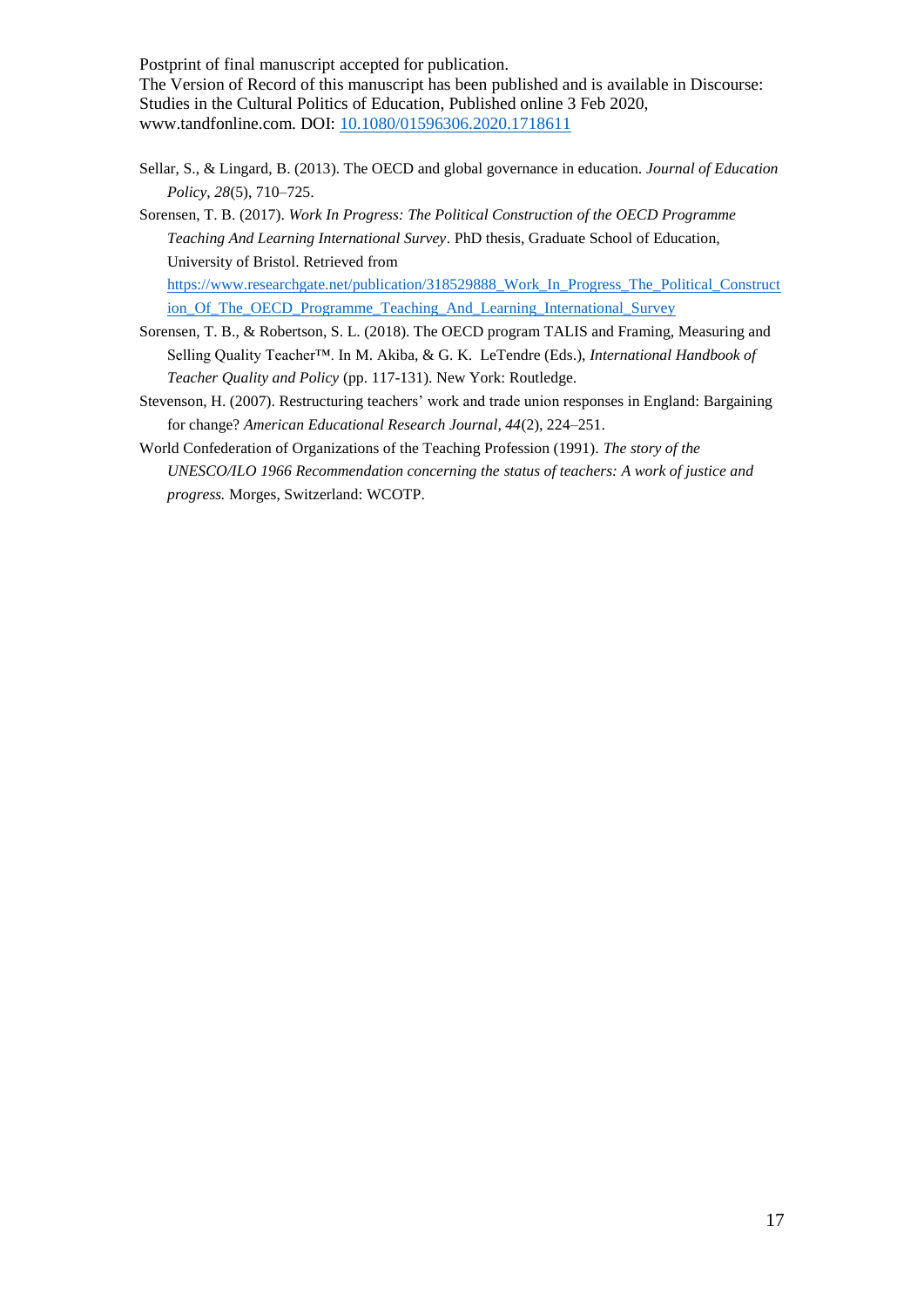Sellar, S., & Lingard, B. (2013). The OECD and global governance in education. *Journal of Education Policy, 28*(5), 710–725.

Sorensen, T. B. (2017). *Work In Progress: The Political Construction of the OECD Programme Teaching And Learning International Survey*. PhD thesis, Graduate School of Education, University of Bristol. Retrieved from https://www.researchgate.net/publication/318529888_Work_In_Progress_The_Political_Construction_Of_The_OECD_Programme_Teaching_And_Learning_International_Survey

Sorensen, T. B., & Robertson, S. L. (2018). The OECD program TALIS and Framing, Measuring and Selling Quality Teacher™. In M. Akiba, & G. K. LeTendre (Eds.), *International Handbook of Teacher Quality and Policy* (pp. 117-131). New York: Routledge.

Stevenson, H. (2007). Restructuring teachers' work and trade union responses in England: Bargaining for change? *American Educational Research Journal, 44*(2), 224–251.

World Confederation of Organizations of the Teaching Profession (1991). *The story of the UNESCO/ILO 1966 Recommendation concerning the status of teachers: A work of justice and progress.* Morges, Switzerland: WCOTP.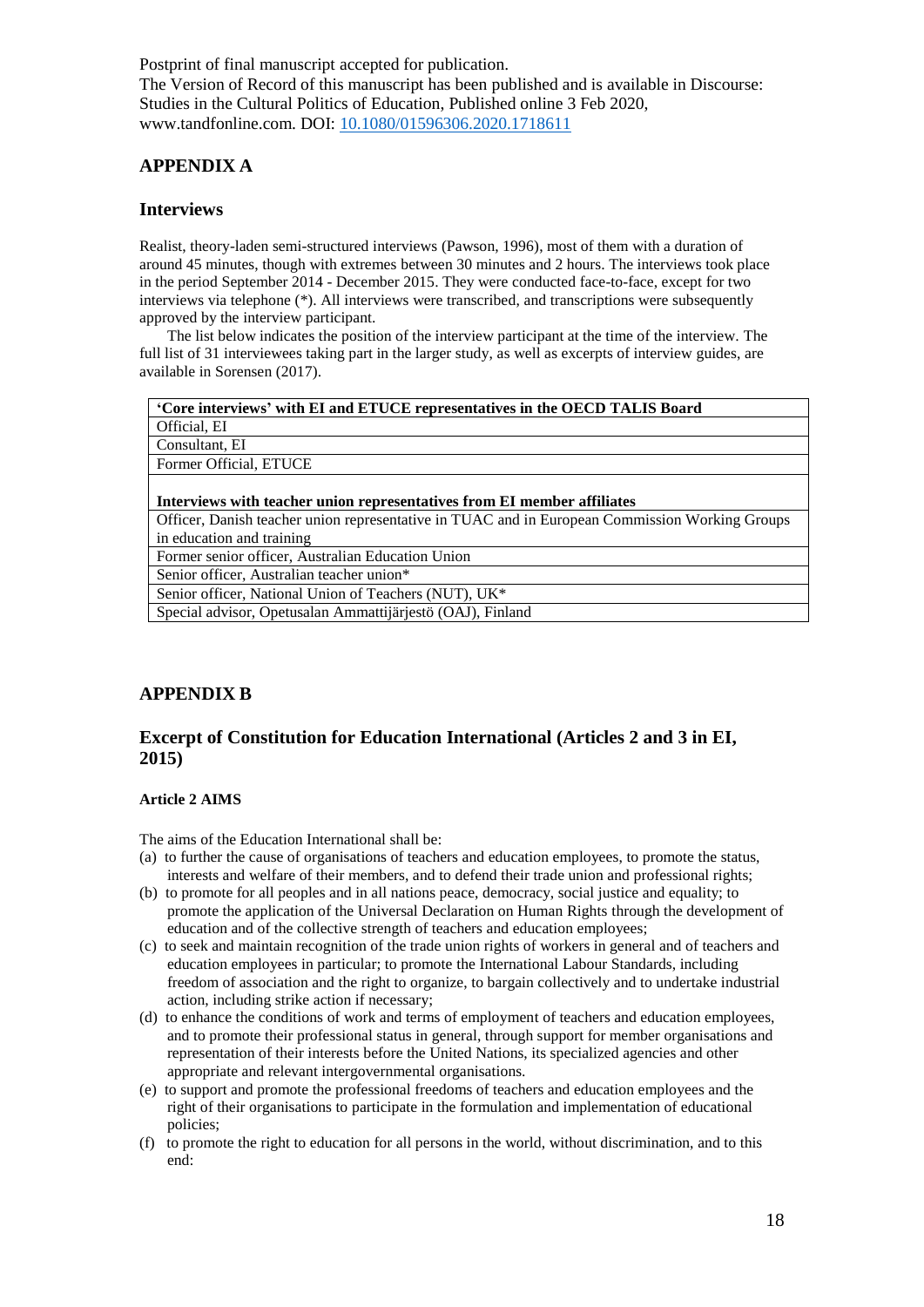Postprint of final manuscript accepted for publication.
The Version of Record of this manuscript has been published and is available in Discourse: Studies in the Cultural Politics of Education, Published online 3 Feb 2020, www.tandfonline.com. DOI: 10.1080/01596306.2020.1718611

## APPENDIX A

### Interviews

Realist, theory-laden semi-structured interviews (Pawson, 1996), most of them with a duration of around 45 minutes, though with extremes between 30 minutes and 2 hours. The interviews took place in the period September 2014 - December 2015. They were conducted face-to-face, except for two interviews via telephone (*). All interviews were transcribed, and transcriptions were subsequently approved by the interview participant.

The list below indicates the position of the interview participant at the time of the interview. The full list of 31 interviewees taking part in the larger study, as well as excerpts of interview guides, are available in Sorensen (2017).

| **'Core interviews' with EI and ETUCE representatives in the OECD TALIS Board** |
|---|
| Official, EI |
| Consultant, EI |
| Former Official, ETUCE |
| **Interviews with teacher union representatives from EI member affiliates** |
| Officer, Danish teacher union representative in TUAC and in European Commission Working Groups in education and training |
| Former senior officer, Australian Education Union |
| Senior officer, Australian teacher union* |
| Senior officer, National Union of Teachers (NUT), UK* |
| Special advisor, Opetusalan Ammattijärjestö (OAJ), Finland |

## APPENDIX B

### Excerpt of Constitution for Education International (Articles 2 and 3 in EI, 2015)

#### Article 2 AIMS

The aims of the Education International shall be:

(a) to further the cause of organisations of teachers and education employees, to promote the status, interests and welfare of their members, and to defend their trade union and professional rights;

(b) to promote for all peoples and in all nations peace, democracy, social justice and equality; to promote the application of the Universal Declaration on Human Rights through the development of education and of the collective strength of teachers and education employees;

(c) to seek and maintain recognition of the trade union rights of workers in general and of teachers and education employees in particular; to promote the International Labour Standards, including freedom of association and the right to organize, to bargain collectively and to undertake industrial action, including strike action if necessary;

(d) to enhance the conditions of work and terms of employment of teachers and education employees, and to promote their professional status in general, through support for member organisations and representation of their interests before the United Nations, its specialized agencies and other appropriate and relevant intergovernmental organisations.

(e) to support and promote the professional freedoms of teachers and education employees and the right of their organisations to participate in the formulation and implementation of educational policies;

(f) to promote the right to education for all persons in the world, without discrimination, and to this end: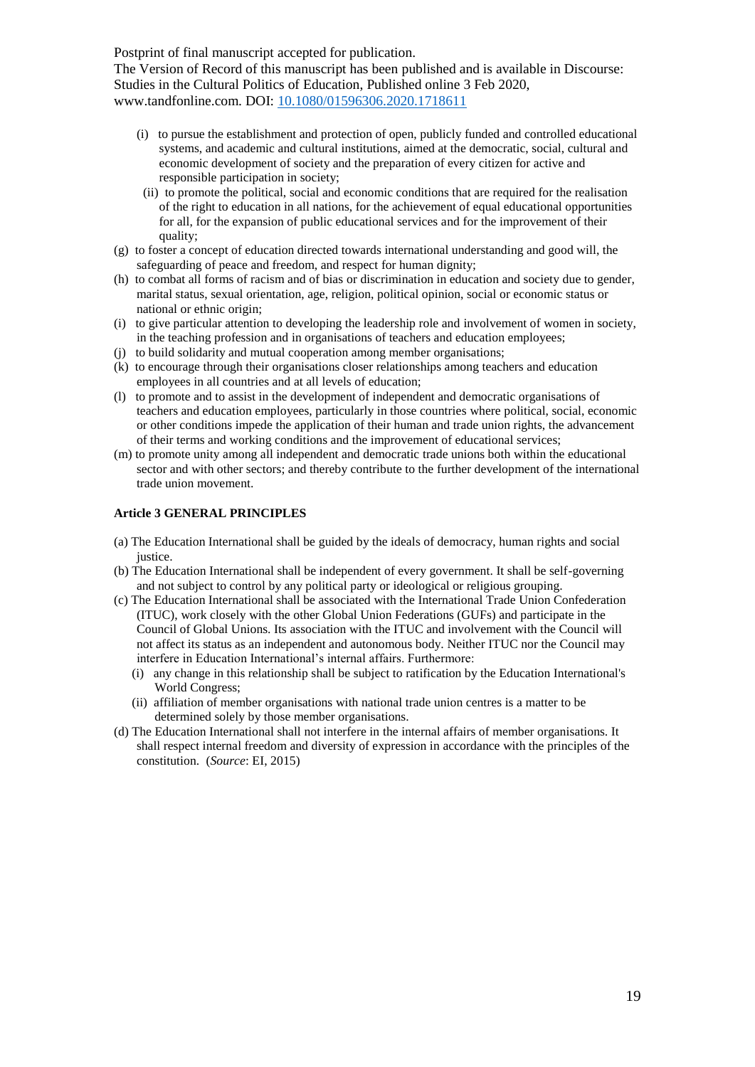(i) to pursue the establishment and protection of open, publicly funded and controlled educational systems, and academic and cultural institutions, aimed at the democratic, social, cultural and economic development of society and the preparation of every citizen for active and responsible participation in society;

(ii) to promote the political, social and economic conditions that are required for the realisation of the right to education in all nations, for the achievement of equal educational opportunities for all, for the expansion of public educational services and for the improvement of their quality;

(g) to foster a concept of education directed towards international understanding and good will, the safeguarding of peace and freedom, and respect for human dignity;

(h) to combat all forms of racism and of bias or discrimination in education and society due to gender, marital status, sexual orientation, age, religion, political opinion, social or economic status or national or ethnic origin;

(i) to give particular attention to developing the leadership role and involvement of women in society, in the teaching profession and in organisations of teachers and education employees;

(j) to build solidarity and mutual cooperation among member organisations;

(k) to encourage through their organisations closer relationships among teachers and education employees in all countries and at all levels of education;

(l) to promote and to assist in the development of independent and democratic organisations of teachers and education employees, particularly in those countries where political, social, economic or other conditions impede the application of their human and trade union rights, the advancement of their terms and working conditions and the improvement of educational services;

(m) to promote unity among all independent and democratic trade unions both within the educational sector and with other sectors; and thereby contribute to the further development of the international trade union movement.

**Article 3 GENERAL PRINCIPLES**

(a) The Education International shall be guided by the ideals of democracy, human rights and social justice.

(b) The Education International shall be independent of every government. It shall be self-governing and not subject to control by any political party or ideological or religious grouping.

(c) The Education International shall be associated with the International Trade Union Confederation (ITUC), work closely with the other Global Union Federations (GUFs) and participate in the Council of Global Unions. Its association with the ITUC and involvement with the Council will not affect its status as an independent and autonomous body. Neither ITUC nor the Council may interfere in Education International's internal affairs. Furthermore:

(i) any change in this relationship shall be subject to ratification by the Education International's World Congress;

(ii) affiliation of member organisations with national trade union centres is a matter to be determined solely by those member organisations.

(d) The Education International shall not interfere in the internal affairs of member organisations. It shall respect internal freedom and diversity of expression in accordance with the principles of the constitution. (*Source*: EI, 2015)